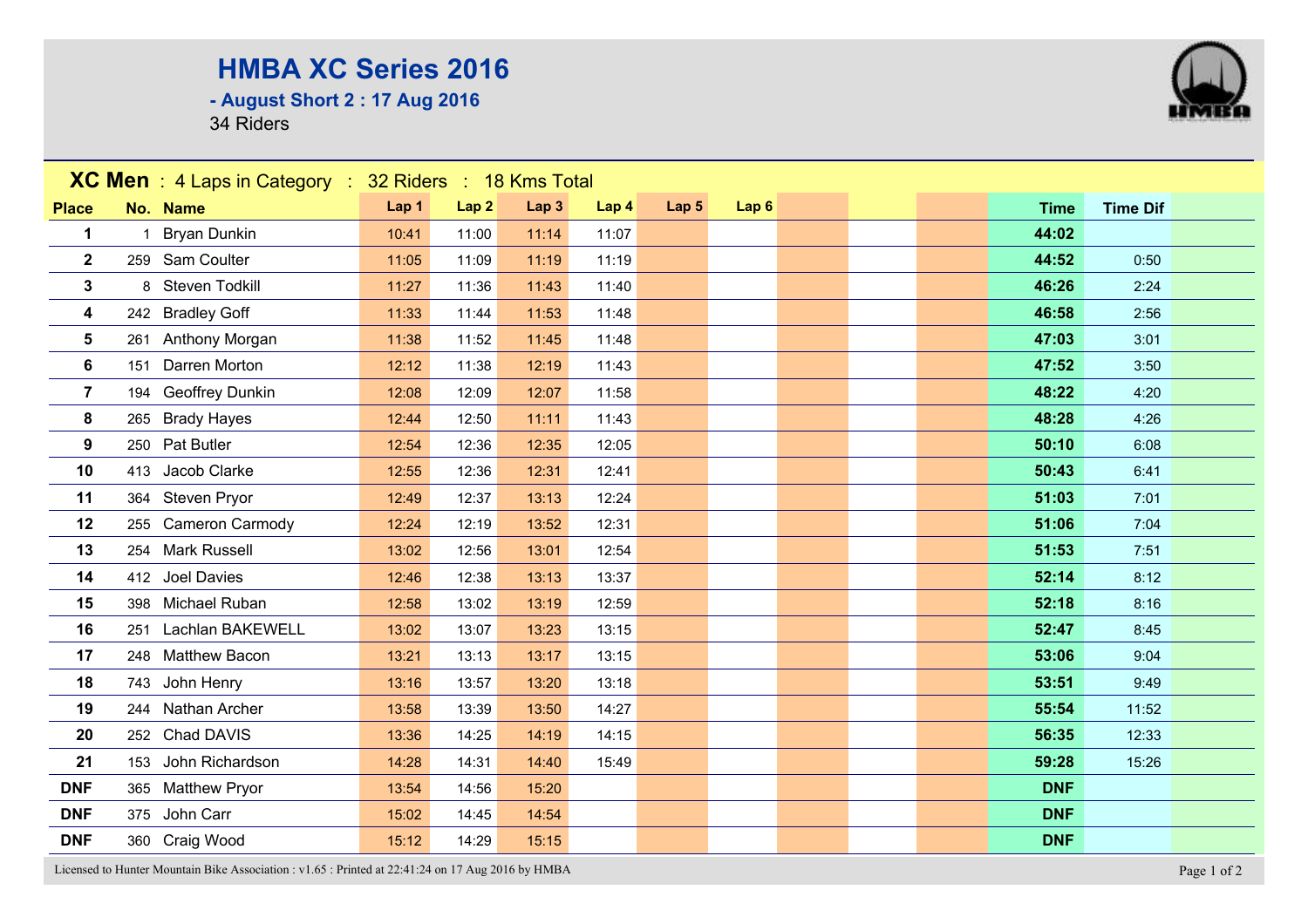# HMBA XC Series 2016

## - August Short 2 : 17 Aug 2016

34 Riders

**XC Men** : 4 Laps in Category : 32 Riders : 18 Kms Total

| Place | No. | Name | Lap 1 | Lap 2 | Lap 3 | Lap 4 | Lap 5 | Lap 6 | Time | Time Dif |
|---|---|---|---|---|---|---|---|---|---|---|
| 1 | 1 | Bryan Dunkin | 10:41 | 11:00 | 11:14 | 11:07 | | | **44:02** | |
| 2 | 259 | Sam Coulter | 11:05 | 11:09 | 11:19 | 11:19 | | | **44:52** | 0:50 |
| 3 | 8 | Steven Todkill | 11:27 | 11:36 | 11:43 | 11:40 | | | **46:26** | 2:24 |
| 4 | 242 | Bradley Goff | 11:33 | 11:44 | 11:53 | 11:48 | | | **46:58** | 2:56 |
| 5 | 261 | Anthony Morgan | 11:38 | 11:52 | 11:45 | 11:48 | | | **47:03** | 3:01 |
| 6 | 151 | Darren Morton | 12:12 | 11:38 | 12:19 | 11:43 | | | **47:52** | 3:50 |
| 7 | 194 | Geoffrey Dunkin | 12:08 | 12:09 | 12:07 | 11:58 | | | **48:22** | 4:20 |
| 8 | 265 | Brady Hayes | 12:44 | 12:50 | 11:11 | 11:43 | | | **48:28** | 4:26 |
| 9 | 250 | Pat Butler | 12:54 | 12:36 | 12:35 | 12:05 | | | **50:10** | 6:08 |
| 10 | 413 | Jacob Clarke | 12:55 | 12:36 | 12:31 | 12:41 | | | **50:43** | 6:41 |
| 11 | 364 | Steven Pryor | 12:49 | 12:37 | 13:13 | 12:24 | | | **51:03** | 7:01 |
| 12 | 255 | Cameron Carmody | 12:24 | 12:19 | 13:52 | 12:31 | | | **51:06** | 7:04 |
| 13 | 254 | Mark Russell | 13:02 | 12:56 | 13:01 | 12:54 | | | **51:53** | 7:51 |
| 14 | 412 | Joel Davies | 12:46 | 12:38 | 13:13 | 13:37 | | | **52:14** | 8:12 |
| 15 | 398 | Michael Ruban | 12:58 | 13:02 | 13:19 | 12:59 | | | **52:18** | 8:16 |
| 16 | 251 | Lachlan BAKEWELL | 13:02 | 13:07 | 13:23 | 13:15 | | | **52:47** | 8:45 |
| 17 | 248 | Matthew Bacon | 13:21 | 13:13 | 13:17 | 13:15 | | | **53:06** | 9:04 |
| 18 | 743 | John Henry | 13:16 | 13:57 | 13:20 | 13:18 | | | **53:51** | 9:49 |
| 19 | 244 | Nathan Archer | 13:58 | 13:39 | 13:50 | 14:27 | | | **55:54** | 11:52 |
| 20 | 252 | Chad DAVIS | 13:36 | 14:25 | 14:19 | 14:15 | | | **56:35** | 12:33 |
| 21 | 153 | John Richardson | 14:28 | 14:31 | 14:40 | 15:49 | | | **59:28** | 15:26 |
| DNF | 365 | Matthew Pryor | 13:54 | 14:56 | 15:20 | | | | **DNF** | |
| DNF | 375 | John Carr | 15:02 | 14:45 | 14:54 | | | | **DNF** | |
| DNF | 360 | Craig Wood | 15:12 | 14:29 | 15:15 | | | | **DNF** | |

Licensed to Hunter Mountain Bike Association : v1.65 : Printed at 22:41:24 on 17 Aug 2016 by HMBA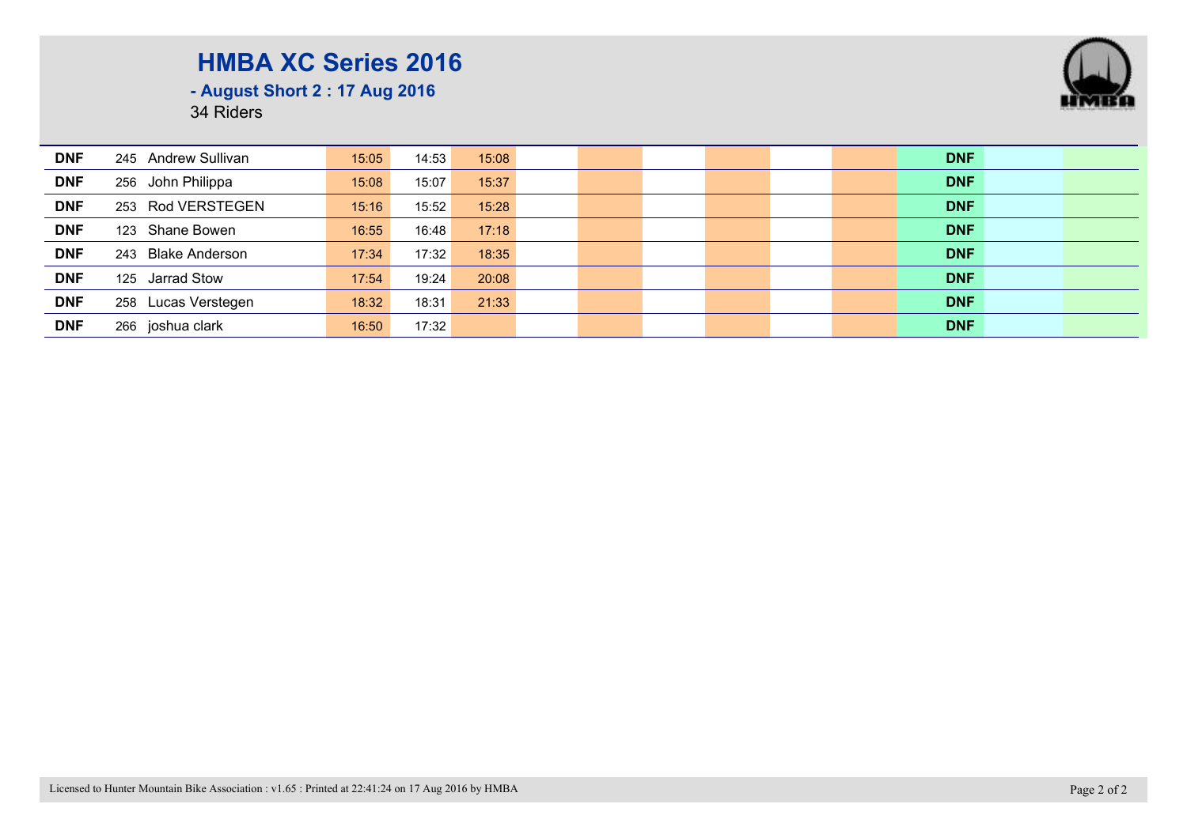# HMBA XC Series 2016

**- August Short 2 : 17 Aug 2016**

34 Riders

| | | | | | | | | | | | | | | | |
|---|---|---|---|---|---|---|---|---|---|---|---|---|---|---|---|
| **DNF** | 245 | Andrew Sullivan | 15:05 | 14:53 | 15:08 | | | | | | | | **DNF** | | |
| **DNF** | 256 | John Philippa | 15:08 | 15:07 | 15:37 | | | | | | | | **DNF** | | |
| **DNF** | 253 | Rod VERSTEGEN | 15:16 | 15:52 | 15:28 | | | | | | | | **DNF** | | |
| **DNF** | 123 | Shane Bowen | 16:55 | 16:48 | 17:18 | | | | | | | | **DNF** | | |
| **DNF** | 243 | Blake Anderson | 17:34 | 17:32 | 18:35 | | | | | | | | **DNF** | | |
| **DNF** | 125 | Jarrad Stow | 17:54 | 19:24 | 20:08 | | | | | | | | **DNF** | | |
| **DNF** | 258 | Lucas Verstegen | 18:32 | 18:31 | 21:33 | | | | | | | | **DNF** | | |
| **DNF** | 266 | joshua clark | 16:50 | 17:32 | | | | | | | | | **DNF** | | |

Licensed to Hunter Mountain Bike Association : v1.65 : Printed at 22:41:24 on 17 Aug 2016 by HMBA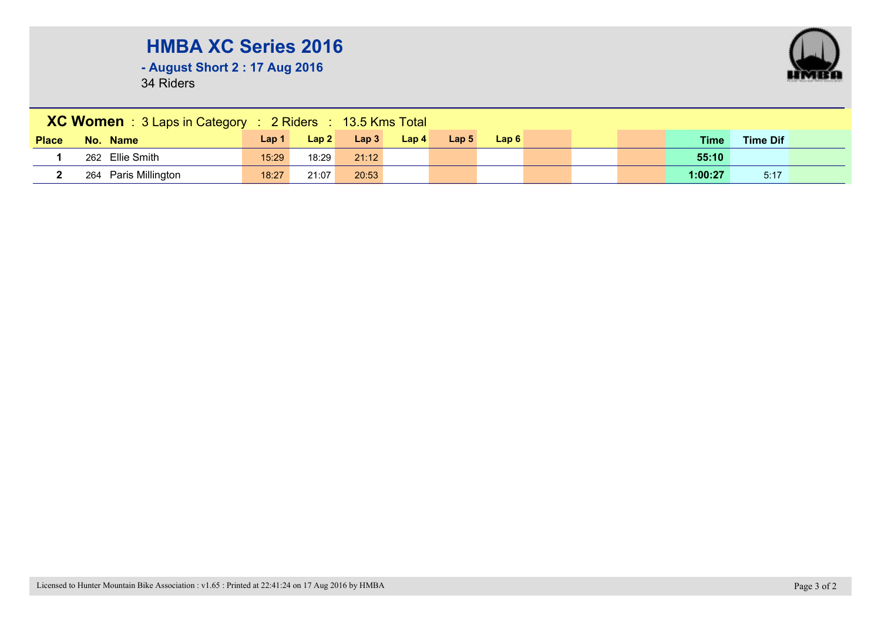# HMBA XC Series 2016

## - August Short 2 : 17 Aug 2016

34 Riders

**XC Women** : 3 Laps in Category : 2 Riders : 13.5 Kms Total

| Place | No. | Name | Lap 1 | Lap 2 | Lap 3 | Lap 4 | Lap 5 | Lap 6 | | | | Time | Time Dif | |
|---|---|---|---|---|---|---|---|---|---|---|---|---|---|---|
| 1 | 262 | Ellie Smith | 15:29 | 18:29 | 21:12 | | | | | | | 55:10 | | |
| 2 | 264 | Paris Millington | 18:27 | 21:07 | 20:53 | | | | | | | 1:00:27 | 5:17 | |

Licensed to Hunter Mountain Bike Association : v1.65 : Printed at 22:41:24 on 17 Aug 2016 by HMBA